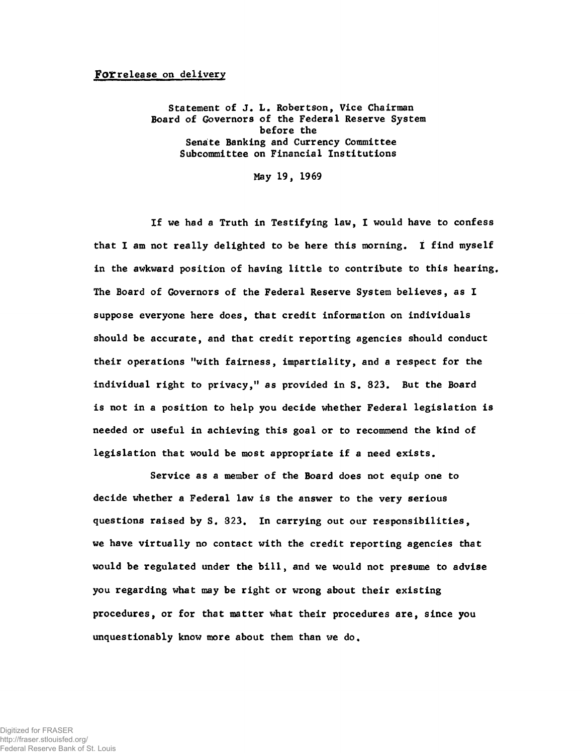For release on delivery

Statement of J. L. Robertson, Vice Chairman
Board of Governors of the Federal Reserve System
before the
Senate Banking and Currency Committee
Subcommittee on Financial Institutions

May 19, 1969

If we had a Truth in Testifying law, I would have to confess that I am not really delighted to be here this morning. I find myself in the awkward position of having little to contribute to this hearing. The Board of Governors of the Federal Reserve System believes, as I suppose everyone here does, that credit information on individuals should be accurate, and that credit reporting agencies should conduct their operations "with fairness, impartiality, and a respect for the individual right to privacy," as provided in S. 823. But the Board is not in a position to help you decide whether Federal legislation is needed or useful in achieving this goal or to recommend the kind of legislation that would be most appropriate if a need exists.

Service as a member of the Board does not equip one to decide whether a Federal law is the answer to the very serious questions raised by S. 823. In carrying out our responsibilities, we have virtually no contact with the credit reporting agencies that would be regulated under the bill, and we would not presume to advise you regarding what may be right or wrong about their existing procedures, or for that matter what their procedures are, since you unquestionably know more about them than we do.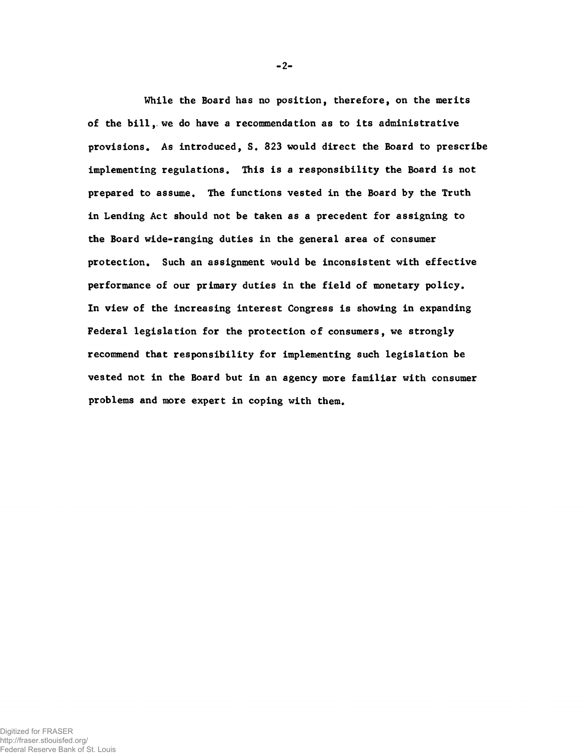While the Board has no position, therefore, on the merits of the bill, we do have a recommendation as to its administrative provisions. As introduced, S. 823 would direct the Board to prescribe implementing regulations. This is a responsibility the Board is not prepared to assume. The functions vested in the Board by the Truth in Lending Act should not be taken as a precedent for assigning to the Board wide-ranging duties in the general area of consumer protection. Such an assignment would be inconsistent with effective performance of our primary duties in the field of monetary policy. In view of the increasing interest Congress is showing in expanding Federal legislation for the protection of consumers, we strongly recommend that responsibility for implementing such legislation be vested not in the Board but in an agency more familiar with consumer problems and more expert in coping with them.